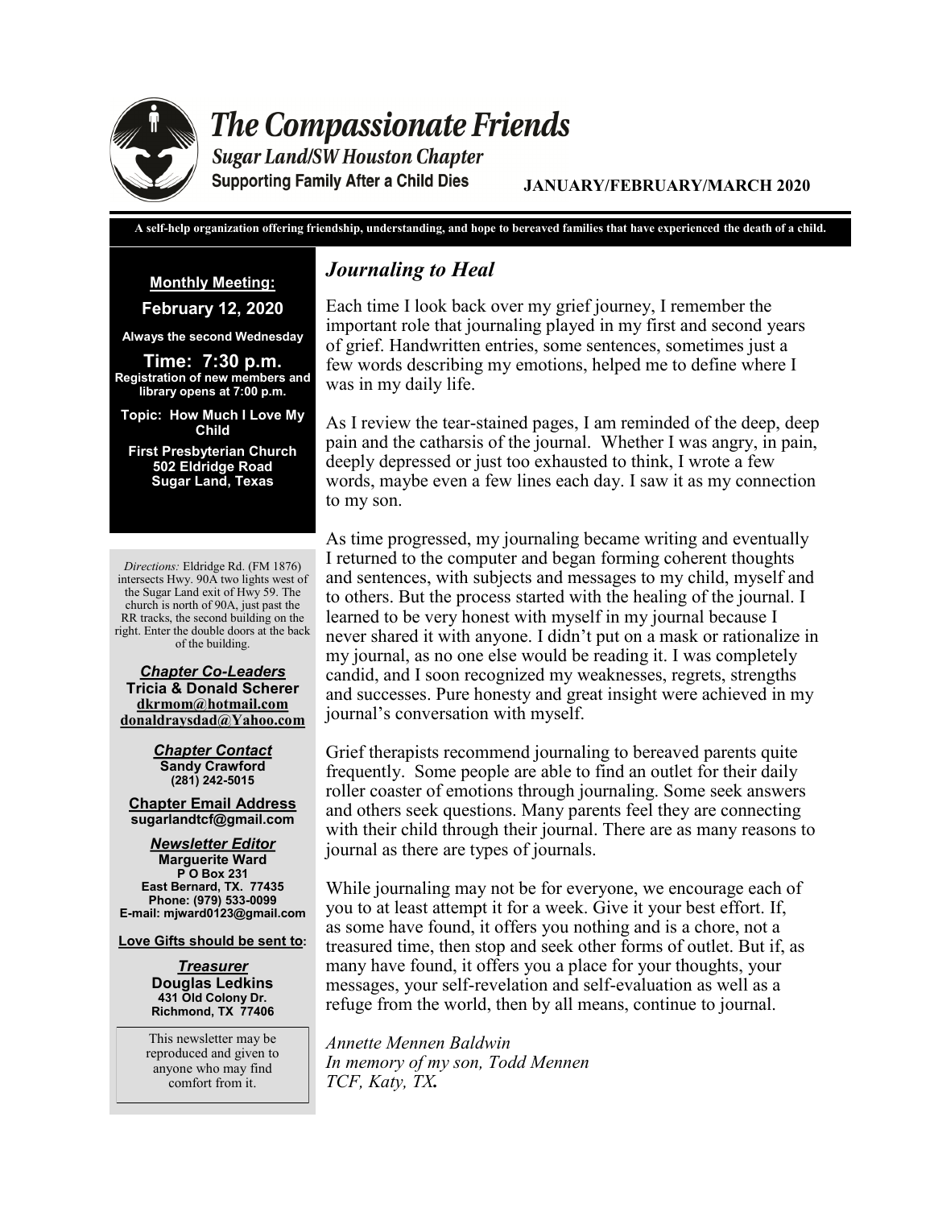# The Compassionate Friends

**Sugar Land/SW Houston Chapter**

**Supporting Family After a Child Dies**

**JANUARY/FEBRUARY/MARCH 2020**

**A self-help organization offering friendship, understanding, and hope to bereaved families that have experienced the death of a child.**

**Monthly Meeting:**

**February 12, 2020**

**Always the second Wednesday**

**Time: 7:30 p.m.**
**Registration of new members and library opens at 7:00 p.m.**

**Topic: How Much I Love My Child**

**First Presbyterian Church**
**502 Eldridge Road**
**Sugar Land, Texas**

*Directions:* Eldridge Rd. (FM 1876) intersects Hwy. 90A two lights west of the Sugar Land exit of Hwy 59. The church is north of 90A, just past the RR tracks, the second building on the right. Enter the double doors at the back of the building.

***Chapter Co-Leaders***
**Tricia & Donald Scherer**
**dkrmom@hotmail.com**
**donaldraysdad@Yahoo.com**

***Chapter Contact***
**Sandy Crawford**
**(281) 242-5015**

**Chapter Email Address**
**sugarlandtcf@gmail.com**

***Newsletter Editor***
**Marguerite Ward**
**P O Box 231**
**East Bernard, TX. 77435**
**Phone: (979) 533-0099**
**E-mail: mjward0123@gmail.com**

**Love Gifts should be sent to:**

***Treasurer***
**Douglas Ledkins**
**431 Old Colony Dr.**
**Richmond, TX 77406**

This newsletter may be reproduced and given to anyone who may find comfort from it.

## *Journaling to Heal*

Each time I look back over my grief journey, I remember the important role that journaling played in my first and second years of grief. Handwritten entries, some sentences, sometimes just a few words describing my emotions, helped me to define where I was in my daily life.

As I review the tear-stained pages, I am reminded of the deep, deep pain and the catharsis of the journal. Whether I was angry, in pain, deeply depressed or just too exhausted to think, I wrote a few words, maybe even a few lines each day. I saw it as my connection to my son.

As time progressed, my journaling became writing and eventually I returned to the computer and began forming coherent thoughts and sentences, with subjects and messages to my child, myself and to others. But the process started with the healing of the journal. I learned to be very honest with myself in my journal because I never shared it with anyone. I didn't put on a mask or rationalize in my journal, as no one else would be reading it. I was completely candid, and I soon recognized my weaknesses, regrets, strengths and successes. Pure honesty and great insight were achieved in my journal's conversation with myself.

Grief therapists recommend journaling to bereaved parents quite frequently. Some people are able to find an outlet for their daily roller coaster of emotions through journaling. Some seek answers and others seek questions. Many parents feel they are connecting with their child through their journal. There are as many reasons to journal as there are types of journals.

While journaling may not be for everyone, we encourage each of you to at least attempt it for a week. Give it your best effort. If, as some have found, it offers you nothing and is a chore, not a treasured time, then stop and seek other forms of outlet. But if, as many have found, it offers you a place for your thoughts, your messages, your self-revelation and self-evaluation as well as a refuge from the world, then by all means, continue to journal.

*Annette Mennen Baldwin*
*In memory of my son, Todd Mennen*
*TCF, Katy, TX.*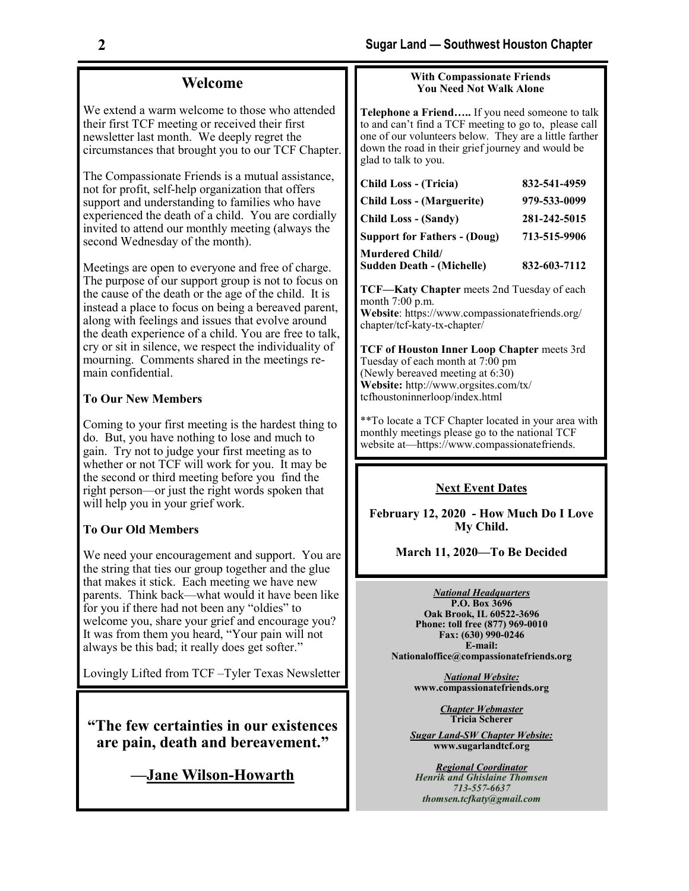## Welcome

We extend a warm welcome to those who attended their first TCF meeting or received their first newsletter last month. We deeply regret the circumstances that brought you to our TCF Chapter.

The Compassionate Friends is a mutual assistance, not for profit, self-help organization that offers support and understanding to families who have experienced the death of a child. You are cordially invited to attend our monthly meeting (always the second Wednesday of the month).

Meetings are open to everyone and free of charge. The purpose of our support group is not to focus on the cause of the death or the age of the child. It is instead a place to focus on being a bereaved parent, along with feelings and issues that evolve around the death experience of a child. You are free to talk, cry or sit in silence, we respect the individuality of mourning. Comments shared in the meetings remain confidential.

### To Our New Members

Coming to your first meeting is the hardest thing to do. But, you have nothing to lose and much to gain. Try not to judge your first meeting as to whether or not TCF will work for you. It may be the second or third meeting before you find the right person—or just the right words spoken that will help you in your grief work.

### To Our Old Members

We need your encouragement and support. You are the string that ties our group together and the glue that makes it stick. Each meeting we have new parents. Think back—what would it have been like for you if there had not been any "oldies" to welcome you, share your grief and encourage you? It was from them you heard, "Your pain will not always be this bad; it really does get softer."

Lovingly Lifted from TCF –Tyler Texas Newsletter

**"The few certainties in our existences are pain, death and bereavement."**

**—Jane Wilson-Howarth**

### With Compassionate Friends You Need Not Walk Alone

**Telephone a Friend…..** If you need someone to talk to and can't find a TCF meeting to go to, please call one of our volunteers below. They are a little farther down the road in their grief journey and would be glad to talk to you.

| | |
|---|---|
| **Child Loss - (Tricia)** | **832-541-4959** |
| **Child Loss - (Marguerite)** | **979-533-0099** |
| **Child Loss - (Sandy)** | **281-242-5015** |
| **Support for Fathers - (Doug)** | **713-515-9906** |
| **Murdered Child/ Sudden Death - (Michelle)** | **832-603-7112** |

**TCF—Katy Chapter** meets 2nd Tuesday of each month 7:00 p.m.
**Website**: https://www.compassionatefriends.org/chapter/tcf-katy-tx-chapter/

**TCF of Houston Inner Loop Chapter** meets 3rd Tuesday of each month at 7:00 pm
(Newly bereaved meeting at 6:30)
**Website:** http://www.orgsites.com/tx/tcfhoustoninnerloop/index.html

**To locate a TCF Chapter located in your area with monthly meetings please go to the national TCF website at—https://www.compassionatefriends.

### Next Event Dates

**February 12, 2020 - How Much Do I Love My Child.**

**March 11, 2020—To Be Decided**

***National Headquarters***
**P.O. Box 3696**
**Oak Brook, IL 60522-3696**
**Phone: toll free (877) 969-0010**
**Fax: (630) 990-0246**
**E-mail:**
**Nationaloffice@compassionatefriends.org**

***National Website:***
**www.compassionatefriends.org**

***Chapter Webmaster***
**Tricia Scherer**

***Sugar Land-SW Chapter Website:***
**www.sugarlandtcf.org**

***Regional Coordinator***
***Henrik and Ghislaine Thomsen***
***713-557-6637***
***thomsen.tcfkaty@gmail.com***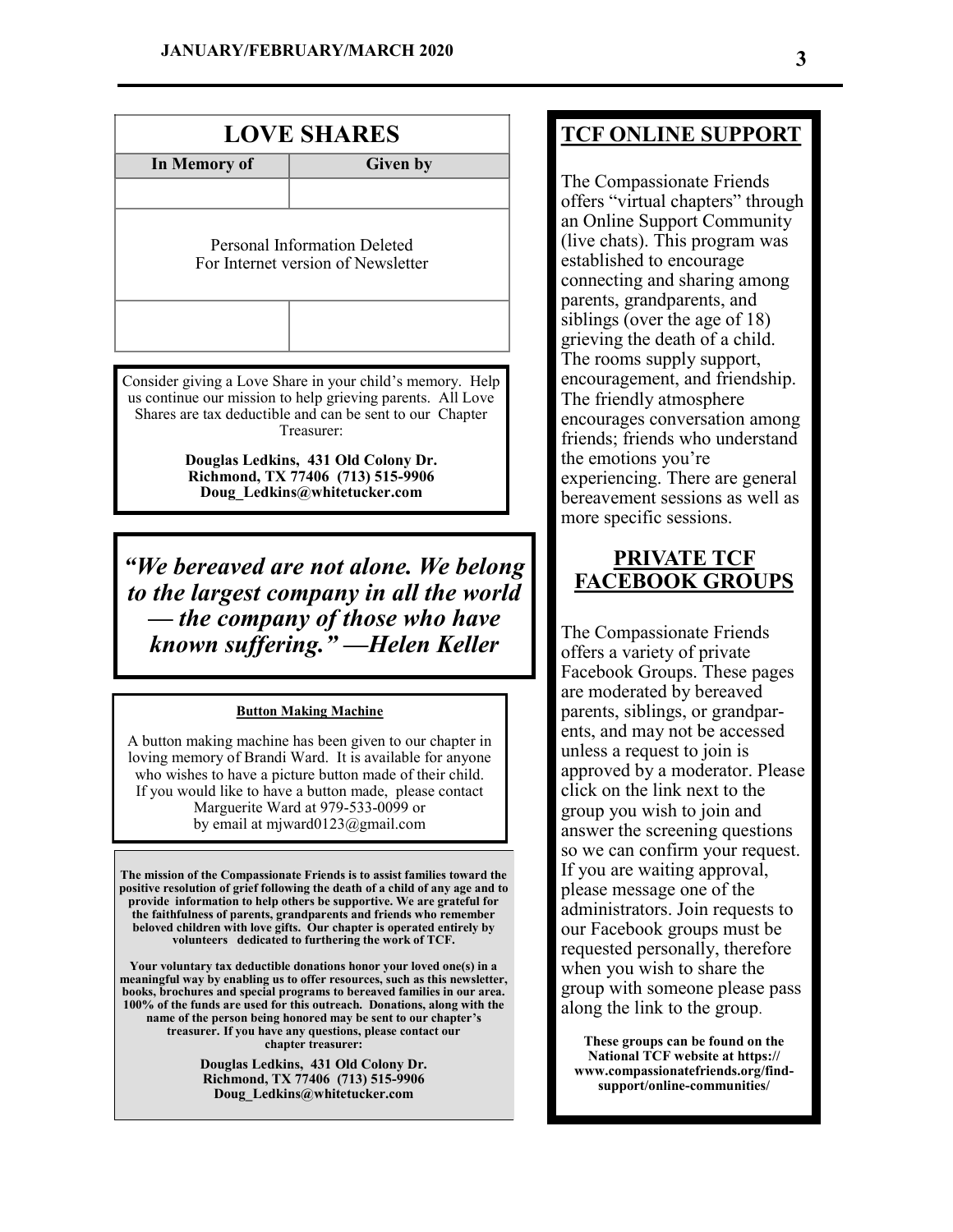## LOVE SHARES

| In Memory of | Given by |
|---|---|
| | |
| Personal Information Deleted For Internet version of Newsletter | |
| | |

Consider giving a Love Share in your child's memory. Help us continue our mission to help grieving parents. All Love Shares are tax deductible and can be sent to our Chapter Treasurer:

**Douglas Ledkins, 431 Old Colony Dr.**
**Richmond, TX 77406 (713) 515-9906**
**Doug_Ledkins@whitetucker.com**

***"We bereaved are not alone. We belong to the largest company in all the world — the company of those who have known suffering." —Helen Keller***

**Button Making Machine**

A button making machine has been given to our chapter in loving memory of Brandi Ward. It is available for anyone who wishes to have a picture button made of their child. If you would like to have a button made, please contact Marguerite Ward at 979-533-0099 or by email at mjward0123@gmail.com

**The mission of the Compassionate Friends is to assist families toward the positive resolution of grief following the death of a child of any age and to provide information to help others be supportive. We are grateful for the faithfulness of parents, grandparents and friends who remember beloved children with love gifts. Our chapter is operated entirely by volunteers dedicated to furthering the work of TCF.**

**Your voluntary tax deductible donations honor your loved one(s) in a meaningful way by enabling us to offer resources, such as this newsletter, books, brochures and special programs to bereaved families in our area. 100% of the funds are used for this outreach. Donations, along with the name of the person being honored may be sent to our chapter's treasurer. If you have any questions, please contact our chapter treasurer:**

**Douglas Ledkins, 431 Old Colony Dr.**
**Richmond, TX 77406 (713) 515-9906**
**Doug_Ledkins@whitetucker.com**

## TCF ONLINE SUPPORT

The Compassionate Friends offers "virtual chapters" through an Online Support Community (live chats). This program was established to encourage connecting and sharing among parents, grandparents, and siblings (over the age of 18) grieving the death of a child. The rooms supply support, encouragement, and friendship. The friendly atmosphere encourages conversation among friends; friends who understand the emotions you're experiencing. There are general bereavement sessions as well as more specific sessions.

## PRIVATE TCF FACEBOOK GROUPS

The Compassionate Friends offers a variety of private Facebook Groups. These pages are moderated by bereaved parents, siblings, or grandparents, and may not be accessed unless a request to join is approved by a moderator. Please click on the link next to the group you wish to join and answer the screening questions so we can confirm your request. If you are waiting approval, please message one of the administrators. Join requests to our Facebook groups must be requested personally, therefore when you wish to share the group with someone please pass along the link to the group.

**These groups can be found on the National TCF website at https://www.compassionatefriends.org/find-support/online-communities/**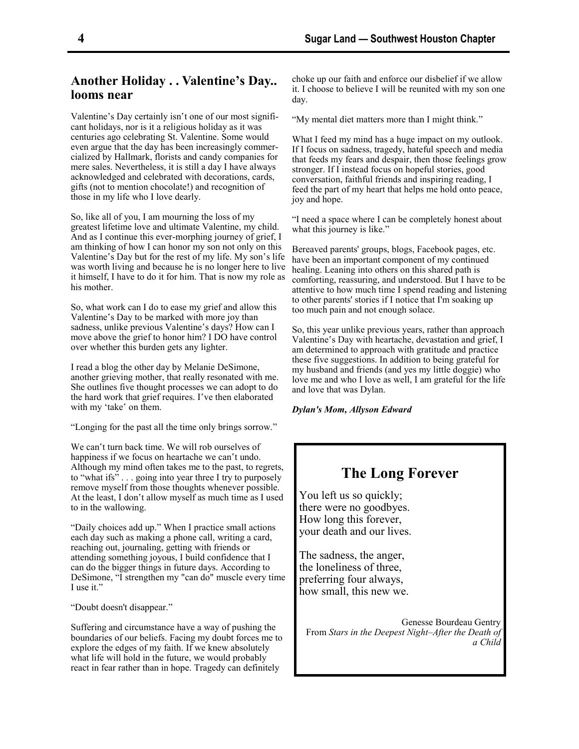## Another Holiday . . Valentine's Day.. looms near

Valentine's Day certainly isn't one of our most significant holidays, nor is it a religious holiday as it was centuries ago celebrating St. Valentine. Some would even argue that the day has been increasingly commercialized by Hallmark, florists and candy companies for mere sales. Nevertheless, it is still a day I have always acknowledged and celebrated with decorations, cards, gifts (not to mention chocolate!) and recognition of those in my life who I love dearly.

So, like all of you, I am mourning the loss of my greatest lifetime love and ultimate Valentine, my child. And as I continue this ever-morphing journey of grief, I am thinking of how I can honor my son not only on this Valentine's Day but for the rest of my life. My son's life was worth living and because he is no longer here to live it himself, I have to do it for him. That is now my role as his mother.

So, what work can I do to ease my grief and allow this Valentine's Day to be marked with more joy than sadness, unlike previous Valentine's days? How can I move above the grief to honor him? I DO have control over whether this burden gets any lighter.

I read a blog the other day by Melanie DeSimone, another grieving mother, that really resonated with me. She outlines five thought processes we can adopt to do the hard work that grief requires. I've then elaborated with my 'take' on them.

"Longing for the past all the time only brings sorrow."

We can't turn back time. We will rob ourselves of happiness if we focus on heartache we can't undo. Although my mind often takes me to the past, to regrets, to "what ifs" . . . going into year three I try to purposely remove myself from those thoughts whenever possible. At the least, I don't allow myself as much time as I used to in the wallowing.

"Daily choices add up." When I practice small actions each day such as making a phone call, writing a card, reaching out, journaling, getting with friends or attending something joyous, I build confidence that I can do the bigger things in future days. According to DeSimone, "I strengthen my "can do" muscle every time I use it."

"Doubt doesn't disappear."

Suffering and circumstance have a way of pushing the boundaries of our beliefs. Facing my doubt forces me to explore the edges of my faith. If we knew absolutely what life will hold in the future, we would probably react in fear rather than in hope. Tragedy can definitely choke up our faith and enforce our disbelief if we allow it. I choose to believe I will be reunited with my son one day.

"My mental diet matters more than I might think."

What I feed my mind has a huge impact on my outlook. If I focus on sadness, tragedy, hateful speech and media that feeds my fears and despair, then those feelings grow stronger. If I instead focus on hopeful stories, good conversation, faithful friends and inspiring reading, I feed the part of my heart that helps me hold onto peace, joy and hope.

"I need a space where I can be completely honest about what this journey is like."

Bereaved parents' groups, blogs, Facebook pages, etc. have been an important component of my continued healing. Leaning into others on this shared path is comforting, reassuring, and understood. But I have to be attentive to how much time I spend reading and listening to other parents' stories if I notice that I'm soaking up too much pain and not enough solace.

So, this year unlike previous years, rather than approach Valentine's Day with heartache, devastation and grief, I am determined to approach with gratitude and practice these five suggestions. In addition to being grateful for my husband and friends (and yes my little doggie) who love me and who I love as well, I am grateful for the life and love that was Dylan.

***Dylan's Mom, Allyson Edward***

## The Long Forever

You left us so quickly;
there were no goodbyes.
How long this forever,
your death and our lives.

The sadness, the anger,
the loneliness of three,
preferring four always,
how small, this new we.

Genesse Bourdeau Gentry
From *Stars in the Deepest Night–After the Death of a Child*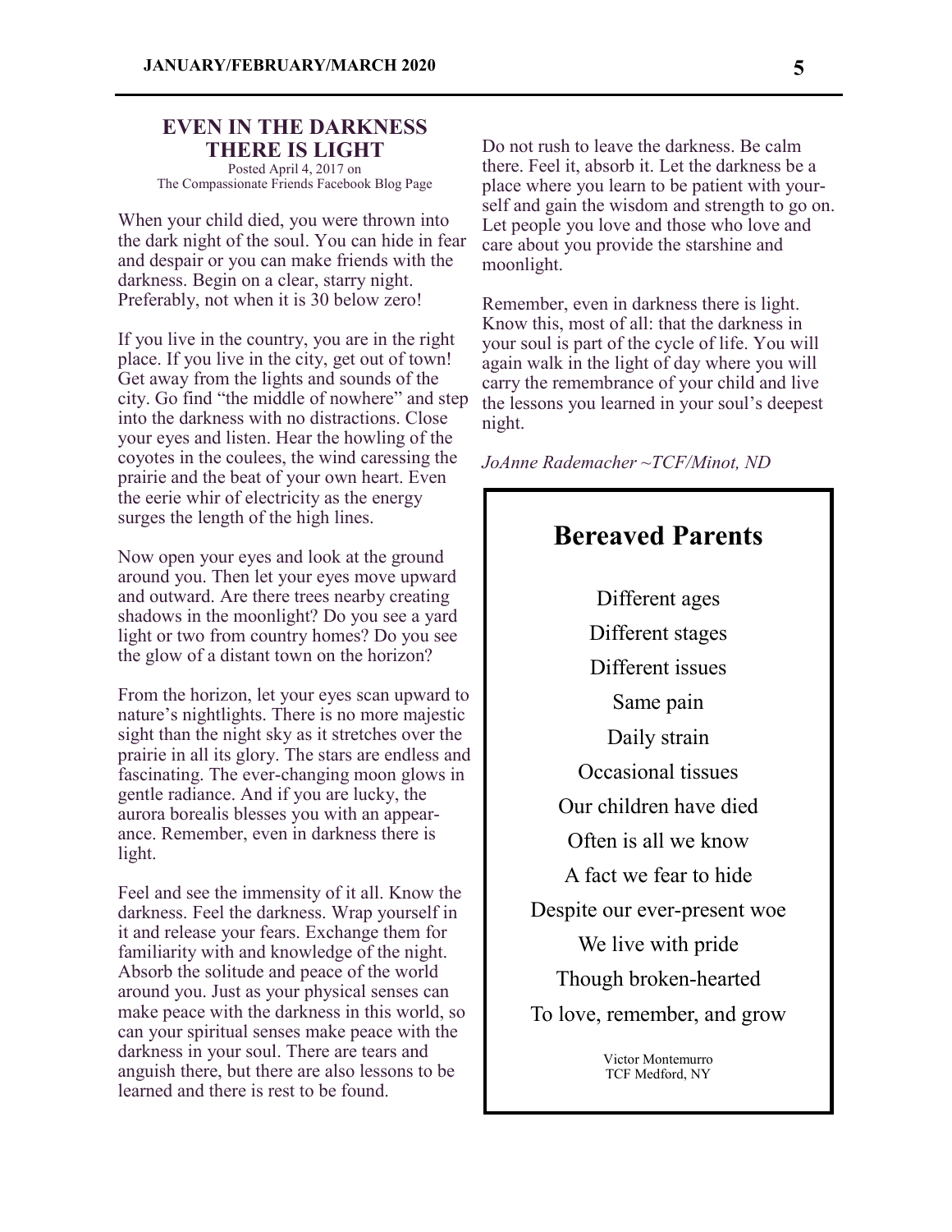## EVEN IN THE DARKNESS THERE IS LIGHT

Posted April 4, 2017 on
The Compassionate Friends Facebook Blog Page

When your child died, you were thrown into the dark night of the soul. You can hide in fear and despair or you can make friends with the darkness. Begin on a clear, starry night. Preferably, not when it is 30 below zero!

If you live in the country, you are in the right place. If you live in the city, get out of town! Get away from the lights and sounds of the city. Go find "the middle of nowhere" and step into the darkness with no distractions. Close your eyes and listen. Hear the howling of the coyotes in the coulees, the wind caressing the prairie and the beat of your own heart. Even the eerie whir of electricity as the energy surges the length of the high lines.

Now open your eyes and look at the ground around you. Then let your eyes move upward and outward. Are there trees nearby creating shadows in the moonlight? Do you see a yard light or two from country homes? Do you see the glow of a distant town on the horizon?

From the horizon, let your eyes scan upward to nature's nightlights. There is no more majestic sight than the night sky as it stretches over the prairie in all its glory. The stars are endless and fascinating. The ever-changing moon glows in gentle radiance. And if you are lucky, the aurora borealis blesses you with an appearance. Remember, even in darkness there is light.

Feel and see the immensity of it all. Know the darkness. Feel the darkness. Wrap yourself in it and release your fears. Exchange them for familiarity with and knowledge of the night. Absorb the solitude and peace of the world around you. Just as your physical senses can make peace with the darkness in this world, so can your spiritual senses make peace with the darkness in your soul. There are tears and anguish there, but there are also lessons to be learned and there is rest to be found.

Do not rush to leave the darkness. Be calm there. Feel it, absorb it. Let the darkness be a place where you learn to be patient with yourself and gain the wisdom and strength to go on. Let people you love and those who love and care about you provide the starshine and moonlight.

Remember, even in darkness there is light. Know this, most of all: that the darkness in your soul is part of the cycle of life. You will again walk in the light of day where you will carry the remembrance of your child and live the lessons you learned in your soul's deepest night.

*JoAnne Rademacher ~TCF/Minot, ND*

## Bereaved Parents

Different ages
Different stages
Different issues
Same pain
Daily strain
Occasional tissues
Our children have died
Often is all we know
A fact we fear to hide
Despite our ever-present woe
We live with pride
Though broken-hearted
To love, remember, and grow

Victor Montemurro
TCF Medford, NY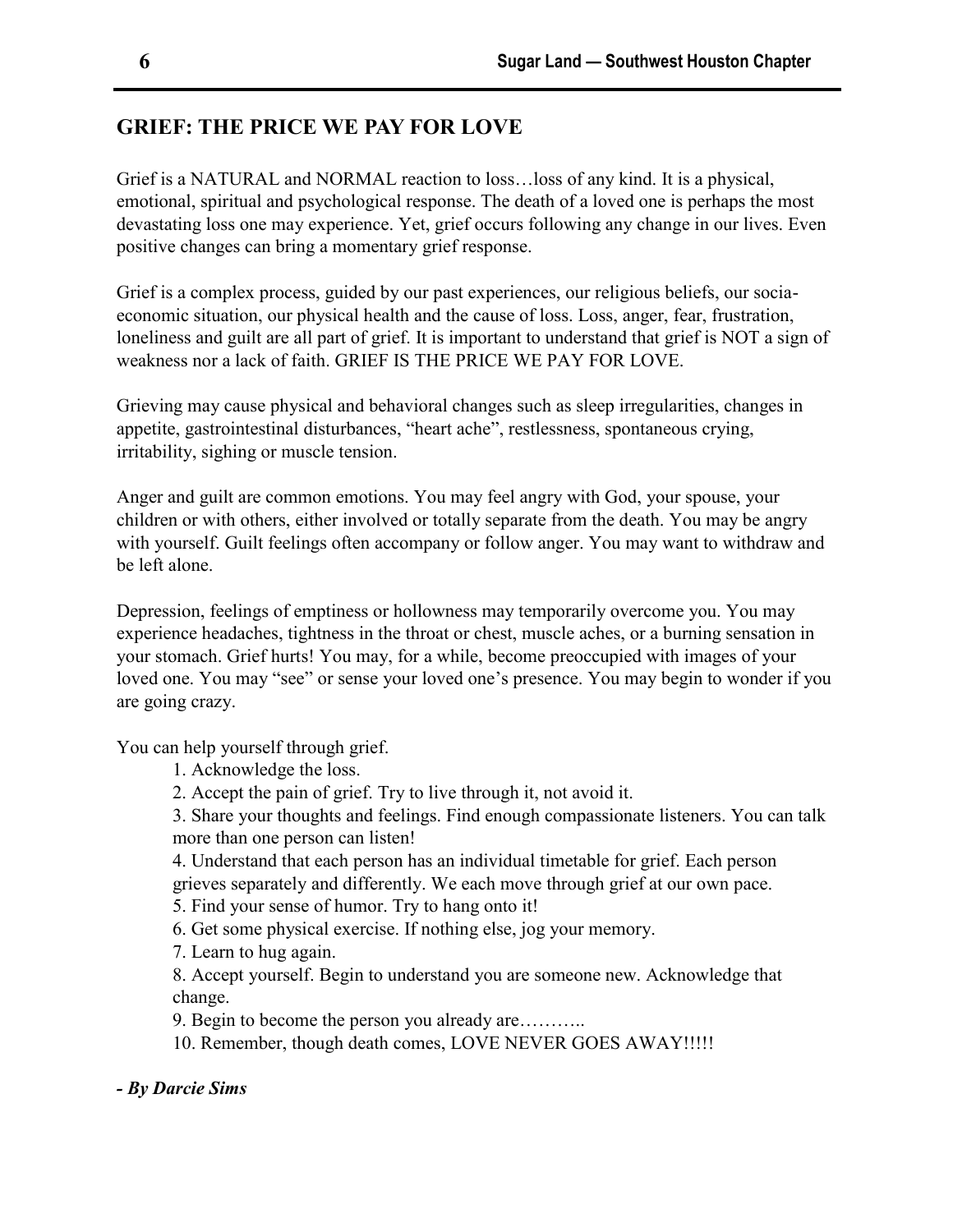## GRIEF: THE PRICE WE PAY FOR LOVE

Grief is a NATURAL and NORMAL reaction to loss…loss of any kind. It is a physical, emotional, spiritual and psychological response. The death of a loved one is perhaps the most devastating loss one may experience. Yet, grief occurs following any change in our lives. Even positive changes can bring a momentary grief response.

Grief is a complex process, guided by our past experiences, our religious beliefs, our socia-economic situation, our physical health and the cause of loss. Loss, anger, fear, frustration, loneliness and guilt are all part of grief. It is important to understand that grief is NOT a sign of weakness nor a lack of faith. GRIEF IS THE PRICE WE PAY FOR LOVE.

Grieving may cause physical and behavioral changes such as sleep irregularities, changes in appetite, gastrointestinal disturbances, "heart ache", restlessness, spontaneous crying, irritability, sighing or muscle tension.

Anger and guilt are common emotions. You may feel angry with God, your spouse, your children or with others, either involved or totally separate from the death. You may be angry with yourself. Guilt feelings often accompany or follow anger. You may want to withdraw and be left alone.

Depression, feelings of emptiness or hollowness may temporarily overcome you. You may experience headaches, tightness in the throat or chest, muscle aches, or a burning sensation in your stomach. Grief hurts! You may, for a while, become preoccupied with images of your loved one. You may "see" or sense your loved one's presence. You may begin to wonder if you are going crazy.

You can help yourself through grief.

1. Acknowledge the loss.
2. Accept the pain of grief. Try to live through it, not avoid it.
3. Share your thoughts and feelings. Find enough compassionate listeners. You can talk more than one person can listen!
4. Understand that each person has an individual timetable for grief. Each person grieves separately and differently. We each move through grief at our own pace.
5. Find your sense of humor. Try to hang onto it!
6. Get some physical exercise. If nothing else, jog your memory.
7. Learn to hug again.
8. Accept yourself. Begin to understand you are someone new. Acknowledge that change.
9. Begin to become the person you already are………..
10. Remember, though death comes, LOVE NEVER GOES AWAY!!!!!

***- By Darcie Sims***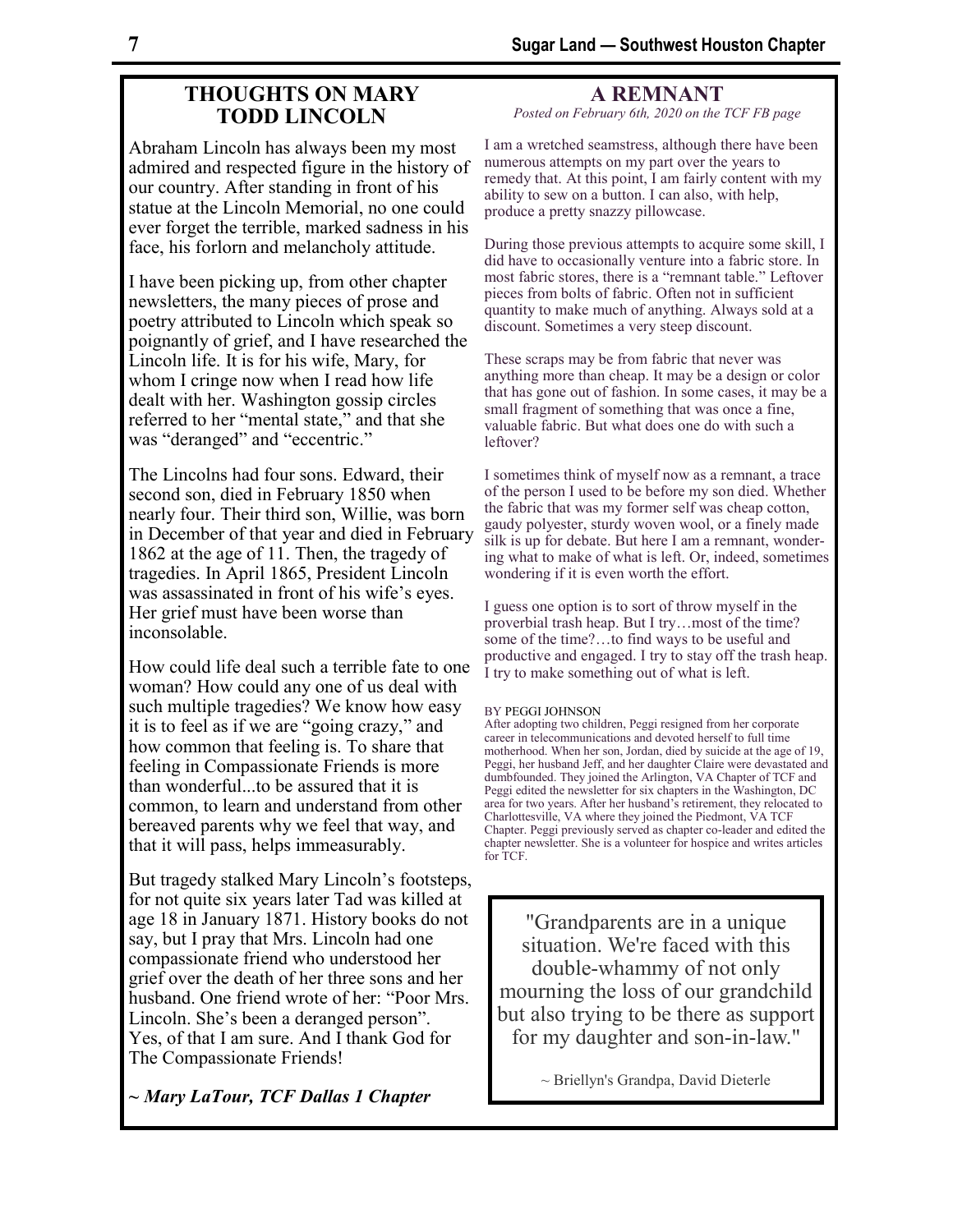## THOUGHTS ON MARY TODD LINCOLN

Abraham Lincoln has always been my most admired and respected figure in the history of our country. After standing in front of his statue at the Lincoln Memorial, no one could ever forget the terrible, marked sadness in his face, his forlorn and melancholy attitude.

I have been picking up, from other chapter newsletters, the many pieces of prose and poetry attributed to Lincoln which speak so poignantly of grief, and I have researched the Lincoln life. It is for his wife, Mary, for whom I cringe now when I read how life dealt with her. Washington gossip circles referred to her "mental state," and that she was "deranged" and "eccentric."

The Lincolns had four sons. Edward, their second son, died in February 1850 when nearly four. Their third son, Willie, was born in December of that year and died in February 1862 at the age of 11. Then, the tragedy of tragedies. In April 1865, President Lincoln was assassinated in front of his wife's eyes. Her grief must have been worse than inconsolable.

How could life deal such a terrible fate to one woman? How could any one of us deal with such multiple tragedies? We know how easy it is to feel as if we are "going crazy," and how common that feeling is. To share that feeling in Compassionate Friends is more than wonderful...to be assured that it is common, to learn and understand from other bereaved parents why we feel that way, and that it will pass, helps immeasurably.

But tragedy stalked Mary Lincoln's footsteps, for not quite six years later Tad was killed at age 18 in January 1871. History books do not say, but I pray that Mrs. Lincoln had one compassionate friend who understood her grief over the death of her three sons and her husband. One friend wrote of her: "Poor Mrs. Lincoln. She's been a deranged person". Yes, of that I am sure. And I thank God for The Compassionate Friends!

***~ Mary LaTour, TCF Dallas 1 Chapter***

## A REMNANT

*Posted on February 6th, 2020 on the TCF FB page*

I am a wretched seamstress, although there have been numerous attempts on my part over the years to remedy that. At this point, I am fairly content with my ability to sew on a button. I can also, with help, produce a pretty snazzy pillowcase.

During those previous attempts to acquire some skill, I did have to occasionally venture into a fabric store. In most fabric stores, there is a "remnant table." Leftover pieces from bolts of fabric. Often not in sufficient quantity to make much of anything. Always sold at a discount. Sometimes a very steep discount.

These scraps may be from fabric that never was anything more than cheap. It may be a design or color that has gone out of fashion. In some cases, it may be a small fragment of something that was once a fine, valuable fabric. But what does one do with such a leftover?

I sometimes think of myself now as a remnant, a trace of the person I used to be before my son died. Whether the fabric that was my former self was cheap cotton, gaudy polyester, sturdy woven wool, or a finely made silk is up for debate. But here I am a remnant, wondering what to make of what is left. Or, indeed, sometimes wondering if it is even worth the effort.

I guess one option is to sort of throw myself in the proverbial trash heap. But I try…most of the time? some of the time?…to find ways to be useful and productive and engaged. I try to stay off the trash heap. I try to make something out of what is left.

BY PEGGI JOHNSON

After adopting two children, Peggi resigned from her corporate career in telecommunications and devoted herself to full time motherhood. When her son, Jordan, died by suicide at the age of 19, Peggi, her husband Jeff, and her daughter Claire were devastated and dumbfounded. They joined the Arlington, VA Chapter of TCF and Peggi edited the newsletter for six chapters in the Washington, DC area for two years. After her husband's retirement, they relocated to Charlottesville, VA where they joined the Piedmont, VA TCF Chapter. Peggi previously served as chapter co-leader and edited the chapter newsletter. She is a volunteer for hospice and writes articles for TCF.

"Grandparents are in a unique situation. We're faced with this double-whammy of not only mourning the loss of our grandchild but also trying to be there as support for my daughter and son-in-law."

~ Briellyn's Grandpa, David Dieterle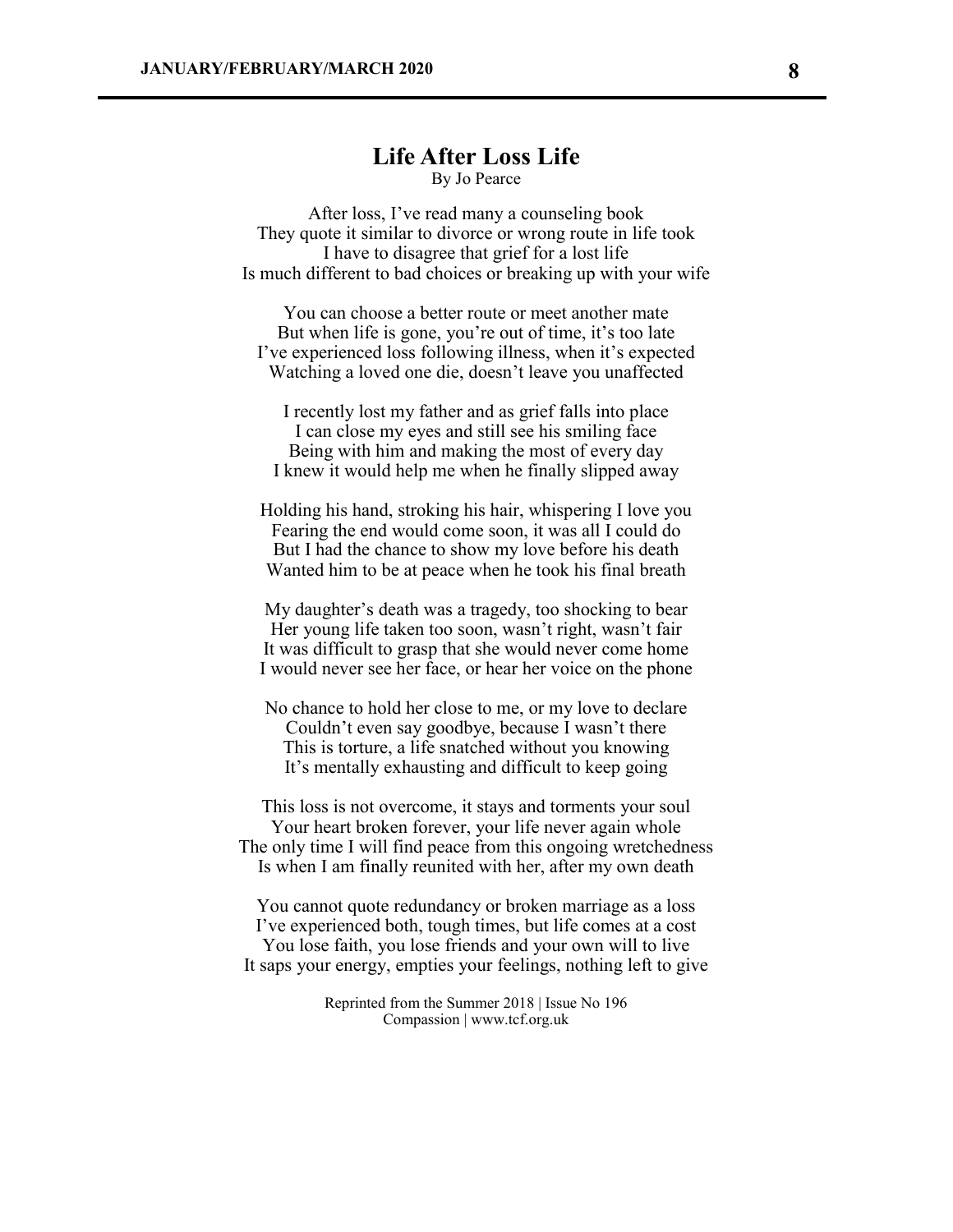## Life After Loss Life

By Jo Pearce

After loss, I've read many a counseling book  
They quote it similar to divorce or wrong route in life took  
I have to disagree that grief for a lost life  
Is much different to bad choices or breaking up with your wife

You can choose a better route or meet another mate  
But when life is gone, you're out of time, it's too late  
I've experienced loss following illness, when it's expected  
Watching a loved one die, doesn't leave you unaffected

I recently lost my father and as grief falls into place  
I can close my eyes and still see his smiling face  
Being with him and making the most of every day  
I knew it would help me when he finally slipped away

Holding his hand, stroking his hair, whispering I love you  
Fearing the end would come soon, it was all I could do  
But I had the chance to show my love before his death  
Wanted him to be at peace when he took his final breath

My daughter's death was a tragedy, too shocking to bear  
Her young life taken too soon, wasn't right, wasn't fair  
It was difficult to grasp that she would never come home  
I would never see her face, or hear her voice on the phone

No chance to hold her close to me, or my love to declare  
Couldn't even say goodbye, because I wasn't there  
This is torture, a life snatched without you knowing  
It's mentally exhausting and difficult to keep going

This loss is not overcome, it stays and torments your soul  
Your heart broken forever, your life never again whole  
The only time I will find peace from this ongoing wretchedness  
Is when I am finally reunited with her, after my own death

You cannot quote redundancy or broken marriage as a loss  
I've experienced both, tough times, but life comes at a cost  
You lose faith, you lose friends and your own will to live  
It saps your energy, empties your feelings, nothing left to give

Reprinted from the Summer 2018 | Issue No 196  
Compassion | www.tcf.org.uk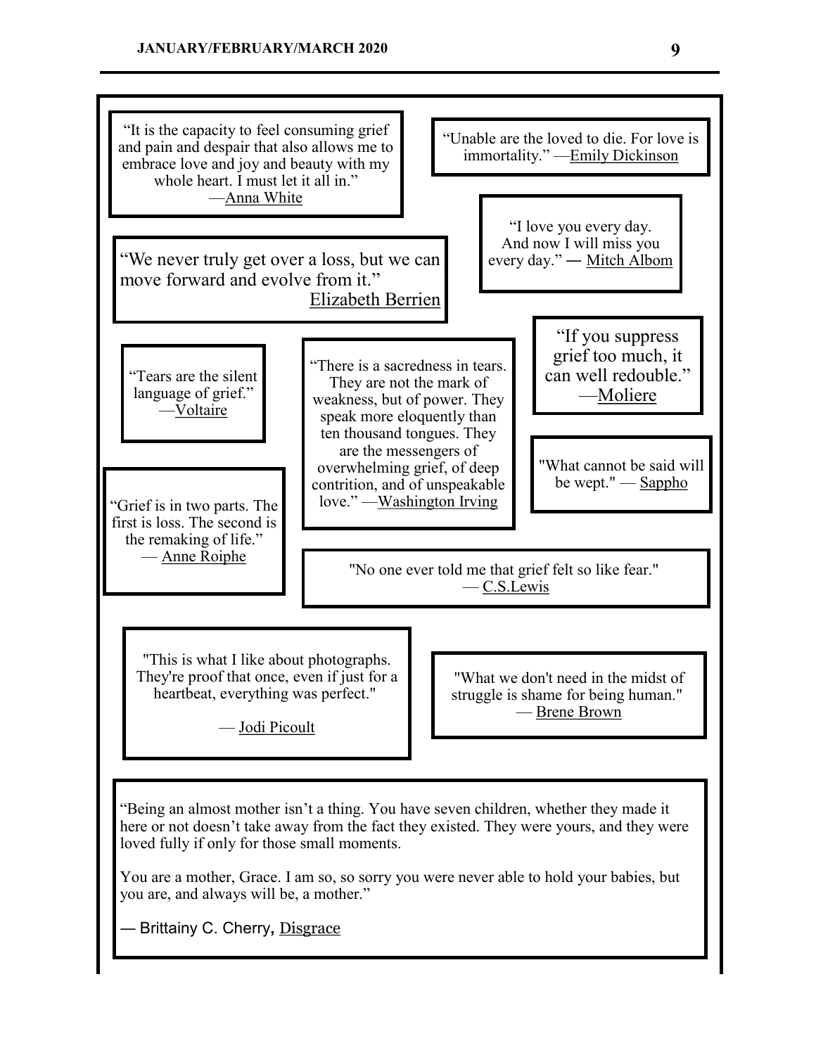"It is the capacity to feel consuming grief and pain and despair that also allows me to embrace love and joy and beauty with my whole heart. I must let it all in." —Anna White

"Unable are the loved to die. For love is immortality." —Emily Dickinson

"I love you every day. And now I will miss you every day." ― Mitch Albom

"We never truly get over a loss, but we can move forward and evolve from it." Elizabeth Berrien

"If you suppress grief too much, it can well redouble." —Moliere

"Tears are the silent language of grief." —Voltaire

"There is a sacredness in tears. They are not the mark of weakness, but of power. They speak more eloquently than ten thousand tongues. They are the messengers of overwhelming grief, of deep contrition, and of unspeakable love." —Washington Irving

"What cannot be said will be wept." — Sappho

"Grief is in two parts. The first is loss. The second is the remaking of life." — Anne Roiphe

"No one ever told me that grief felt so like fear." — C.S.Lewis

"This is what I like about photographs. They're proof that once, even if just for a heartbeat, everything was perfect."

— Jodi Picoult

"What we don't need in the midst of struggle is shame for being human." — Brene Brown

"Being an almost mother isn't a thing. You have seven children, whether they made it here or not doesn't take away from the fact they existed. They were yours, and they were loved fully if only for those small moments.

You are a mother, Grace. I am so, so sorry you were never able to hold your babies, but you are, and always will be, a mother."

― Brittainy C. Cherry, Disgrace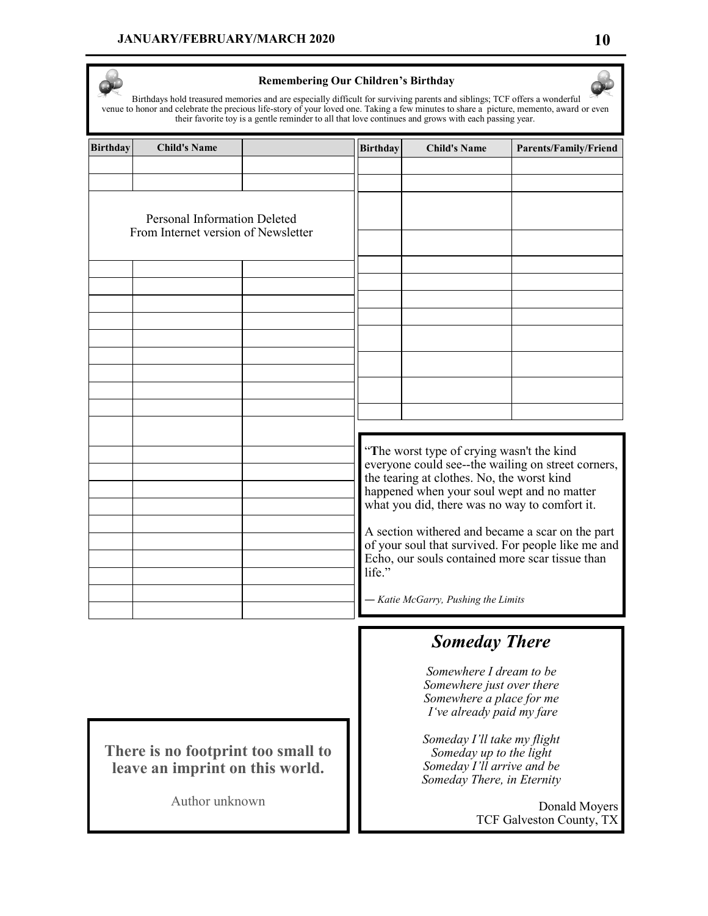## Remembering Our Children's Birthday

Birthdays hold treasured memories and are especially difficult for surviving parents and siblings; TCF offers a wonderful venue to honor and celebrate the precious life-story of your loved one. Taking a few minutes to share a picture, memento, award or even their favorite toy is a gentle reminder to all that love continues and grows with each passing year.

| Birthday | Child's Name | |
|---|---|---|
| | | |
| | | |

Personal Information Deleted
From Internet version of Newsletter

| Birthday | Child's Name | Parents/Family/Friend |
|---|---|---|
| | | |
| | | |

"**T**he worst type of crying wasn't the kind everyone could see--the wailing on street corners, the tearing at clothes. No, the worst kind happened when your soul wept and no matter what you did, there was no way to comfort it.

A section withered and became a scar on the part of your soul that survived. For people like me and Echo, our souls contained more scar tissue than life."

— *Katie McGarry, Pushing the Limits*

## *Someday There*

*Somewhere I dream to be*
*Somewhere just over there*
*Somewhere a place for me*
*I've already paid my fare*

*Someday I'll take my flight*
*Someday up to the light*
*Someday I'll arrive and be*
*Someday There, in Eternity*

Donald Moyers
TCF Galveston County, TX

**There is no footprint too small to leave an imprint on this world.**

Author unknown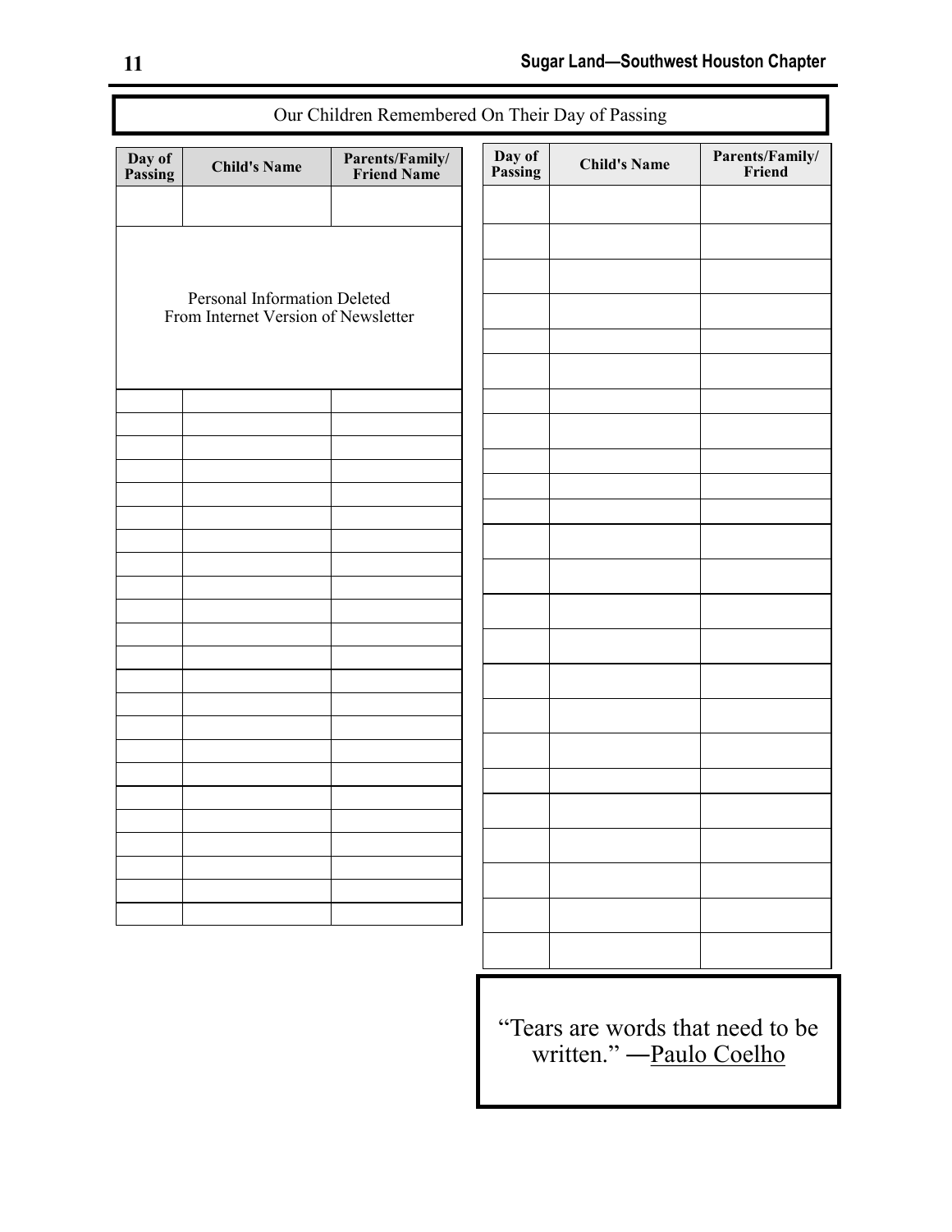## Our Children Remembered On Their Day of Passing

| Day of Passing | Child's Name | Parents/Family/ Friend Name |
|---|---|---|
| | | |

Personal Information Deleted
From Internet Version of Newsletter

| Day of Passing | Child's Name | Parents/Family/ Friend |
|---|---|---|
| | | |

“Tears are words that need to be written.” —Paulo Coelho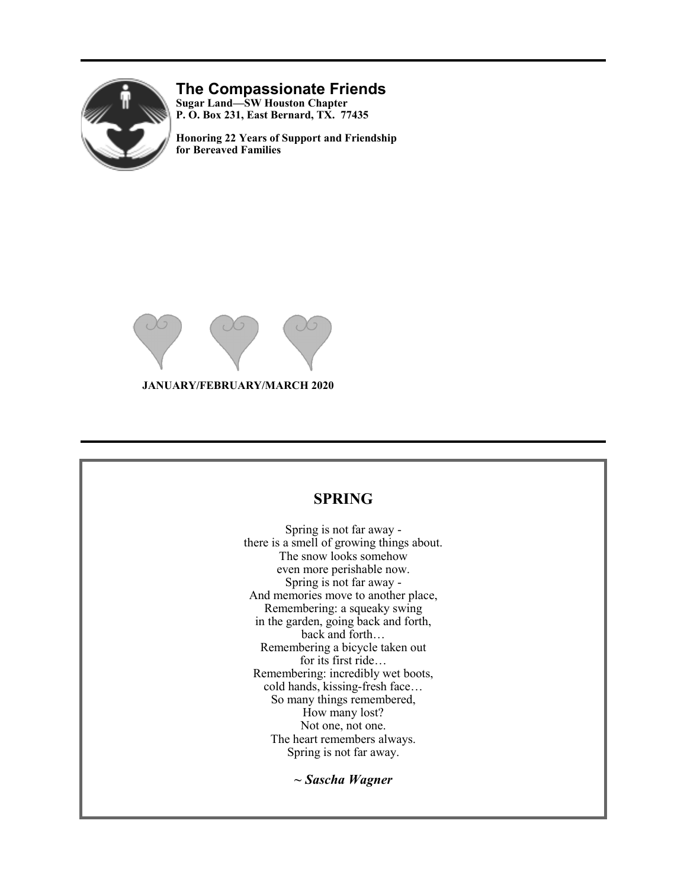## The Compassionate Friends

**Sugar Land—SW Houston Chapter**
**P. O. Box 231, East Bernard, TX. 77435**

**Honoring 22 Years of Support and Friendship for Bereaved Families**

**JANUARY/FEBRUARY/MARCH 2020**

## SPRING

Spring is not far away -
there is a smell of growing things about.
The snow looks somehow
even more perishable now.
Spring is not far away -
And memories move to another place,
Remembering: a squeaky swing
in the garden, going back and forth,
back and forth…
Remembering a bicycle taken out
for its first ride…
Remembering: incredibly wet boots,
cold hands, kissing-fresh face…
So many things remembered,
How many lost?
Not one, not one.
The heart remembers always.
Spring is not far away.

***~ Sascha Wagner***